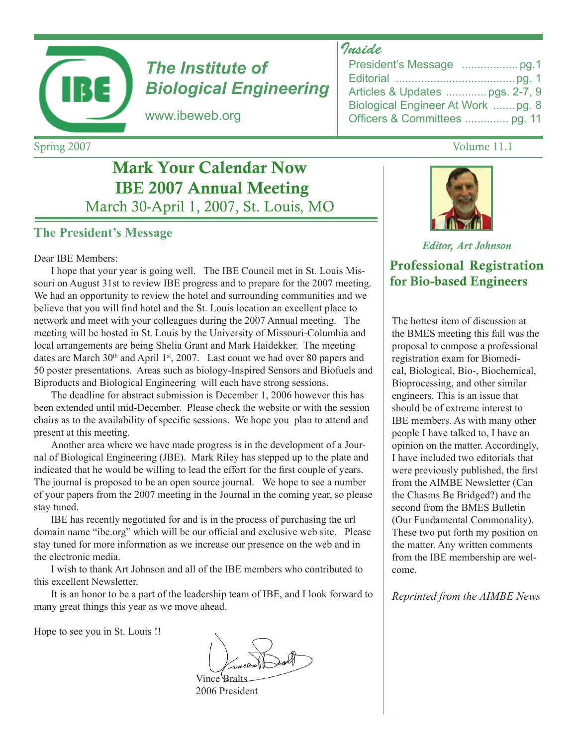# The Institute of Biological Engineering

www.ibeweb.org

## Inside

- President's Message .................. pg.1
- Editorial ...................................... pg. 1
- Articles & Updates ............. pgs. 2-7, 9
- Biological Engineer At Work ....... pg. 8
- Officers & Committees .............. pg. 11

Spring 2007 Volume 11.1

## Mark Your Calendar Now
## IBE 2007 Annual Meeting
### March 30-April 1, 2007, St. Louis, MO

## The President's Message

Dear IBE Members:

I hope that your year is going well. The IBE Council met in St. Louis Missouri on August 31st to review IBE progress and to prepare for the 2007 meeting. We had an opportunity to review the hotel and surrounding communities and we believe that you will find hotel and the St. Louis location an excellent place to network and meet with your colleagues during the 2007 Annual meeting. The meeting will be hosted in St. Louis by the University of Missouri-Columbia and local arrangements are being Shelia Grant and Mark Haidekker. The meeting dates are March 30th and April 1st, 2007. Last count we had over 80 papers and 50 poster presentations. Areas such as biology-Inspired Sensors and Biofuels and Biproducts and Biological Engineering will each have strong sessions.

The deadline for abstract submission is December 1, 2006 however this has been extended until mid-December. Please check the website or with the session chairs as to the availability of specific sessions. We hope you plan to attend and present at this meeting.

Another area where we have made progress is in the development of a Journal of Biological Engineering (JBE). Mark Riley has stepped up to the plate and indicated that he would be willing to lead the effort for the first couple of years. The journal is proposed to be an open source journal. We hope to see a number of your papers from the 2007 meeting in the Journal in the coming year, so please stay tuned.

IBE has recently negotiated for and is in the process of purchasing the url domain name "ibe.org" which will be our official and exclusive web site. Please stay tuned for more information as we increase our presence on the web and in the electronic media.

I wish to thank Art Johnson and all of the IBE members who contributed to this excellent Newsletter.

It is an honor to be a part of the leadership team of IBE, and I look forward to many great things this year as we move ahead.

Hope to see you in St. Louis !!

Vince Bralts
2006 President

*Editor, Art Johnson*

## Professional Registration for Bio-based Engineers

The hottest item of discussion at the BMES meeting this fall was the proposal to compose a professional registration exam for Biomedical, Biological, Bio-, Biochemical, Bioprocessing, and other similar engineers. This is an issue that should be of extreme interest to IBE members. As with many other people I have talked to, I have an opinion on the matter. Accordingly, I have included two editorials that were previously published, the first from the AIMBE Newsletter (Can the Chasms Be Bridged?) and the second from the BMES Bulletin (Our Fundamental Commonality). These two put forth my position on the matter. Any written comments from the IBE membership are welcome.

*Reprinted from the AIMBE News*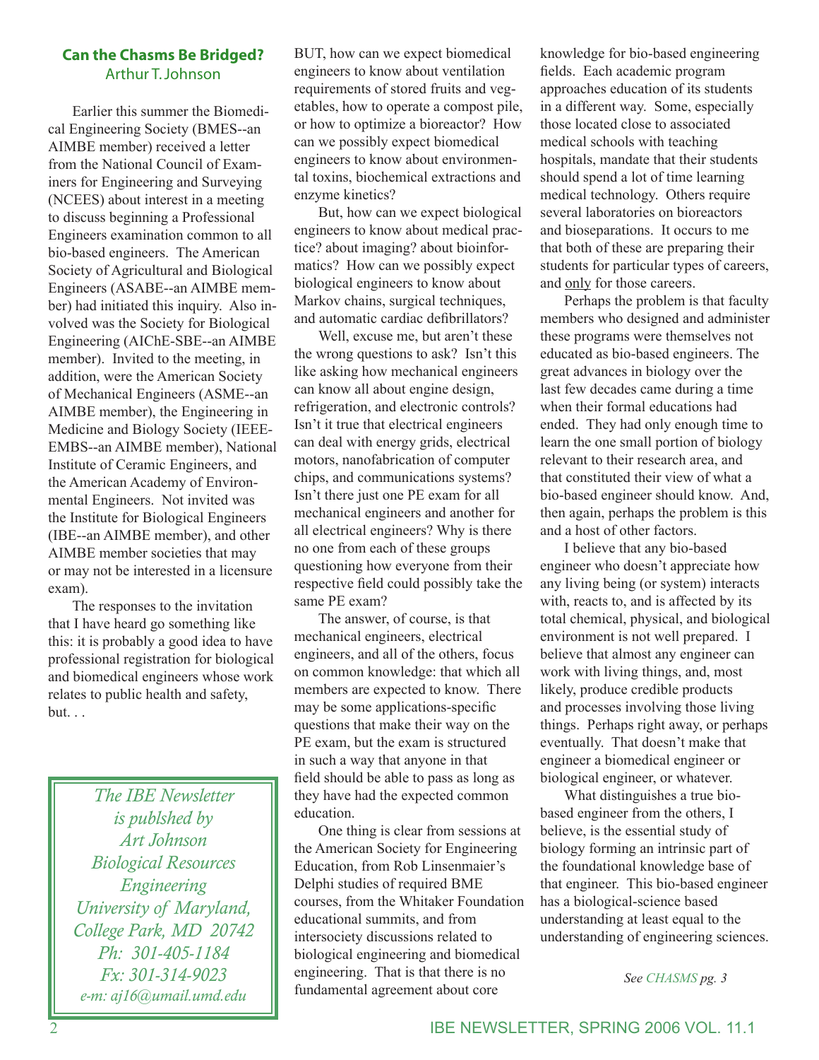## Can the Chasms Be Bridged?

Arthur T. Johnson

Earlier this summer the Biomedical Engineering Society (BMES--an AIMBE member) received a letter from the National Council of Examiners for Engineering and Surveying (NCEES) about interest in a meeting to discuss beginning a Professional Engineers examination common to all bio-based engineers. The American Society of Agricultural and Biological Engineers (ASABE--an AIMBE member) had initiated this inquiry. Also involved was the Society for Biological Engineering (AIChE-SBE--an AIMBE member). Invited to the meeting, in addition, were the American Society of Mechanical Engineers (ASME--an AIMBE member), the Engineering in Medicine and Biology Society (IEEE-EMBS--an AIMBE member), National Institute of Ceramic Engineers, and the American Academy of Environmental Engineers. Not invited was the Institute for Biological Engineers (IBE--an AIMBE member), and other AIMBE member societies that may or may not be interested in a licensure exam).

The responses to the invitation that I have heard go something like this: it is probably a good idea to have professional registration for biological and biomedical engineers whose work relates to public health and safety, but. . .

BUT, how can we expect biomedical engineers to know about ventilation requirements of stored fruits and vegetables, how to operate a compost pile, or how to optimize a bioreactor? How can we possibly expect biomedical engineers to know about environmental toxins, biochemical extractions and enzyme kinetics?

But, how can we expect biological engineers to know about medical practice? about imaging? about bioinformatics? How can we possibly expect biological engineers to know about Markov chains, surgical techniques, and automatic cardiac defibrillators?

Well, excuse me, but aren't these the wrong questions to ask? Isn't this like asking how mechanical engineers can know all about engine design, refrigeration, and electronic controls? Isn't it true that electrical engineers can deal with energy grids, electrical motors, nanofabrication of computer chips, and communications systems? Isn't there just one PE exam for all mechanical engineers and another for all electrical engineers? Why is there no one from each of these groups questioning how everyone from their respective field could possibly take the same PE exam?

The answer, of course, is that mechanical engineers, electrical engineers, and all of the others, focus on common knowledge: that which all members are expected to know. There may be some applications-specific questions that make their way on the PE exam, but the exam is structured in such a way that anyone in that field should be able to pass as long as they have had the expected common education.

One thing is clear from sessions at the American Society for Engineering Education, from Rob Linsenmaier's Delphi studies of required BME courses, from the Whitaker Foundation educational summits, and from intersociety discussions related to biological engineering and biomedical engineering. That is that there is no fundamental agreement about core knowledge for bio-based engineering fields. Each academic program approaches education of its students in a different way. Some, especially those located close to associated medical schools with teaching hospitals, mandate that their students should spend a lot of time learning medical technology. Others require several laboratories on bioreactors and bioseparations. It occurs to me that both of these are preparing their students for particular types of careers, and only for those careers.

Perhaps the problem is that faculty members who designed and administer these programs were themselves not educated as bio-based engineers. The great advances in biology over the last few decades came during a time when their formal educations had ended. They had only enough time to learn the one small portion of biology relevant to their research area, and that constituted their view of what a bio-based engineer should know. And, then again, perhaps the problem is this and a host of other factors.

I believe that any bio-based engineer who doesn't appreciate how any living being (or system) interacts with, reacts to, and is affected by its total chemical, physical, and biological environment is not well prepared. I believe that almost any engineer can work with living things, and, most likely, produce credible products and processes involving those living things. Perhaps right away, or perhaps eventually. That doesn't make that engineer a biomedical engineer or biological engineer, or whatever.

What distinguishes a true bio-based engineer from the others, I believe, is the essential study of biology forming an intrinsic part of the foundational knowledge base of that engineer. This bio-based engineer has a biological-science based understanding at least equal to the understanding of engineering sciences.

*See CHASMS pg. 3*

*The IBE Newsletter is publshed by Art Johnson Biological Resources Engineering University of Maryland, College Park, MD 20742 Ph: 301-405-1184 Fx: 301-314-9023 e-m: aj16@umail.umd.edu*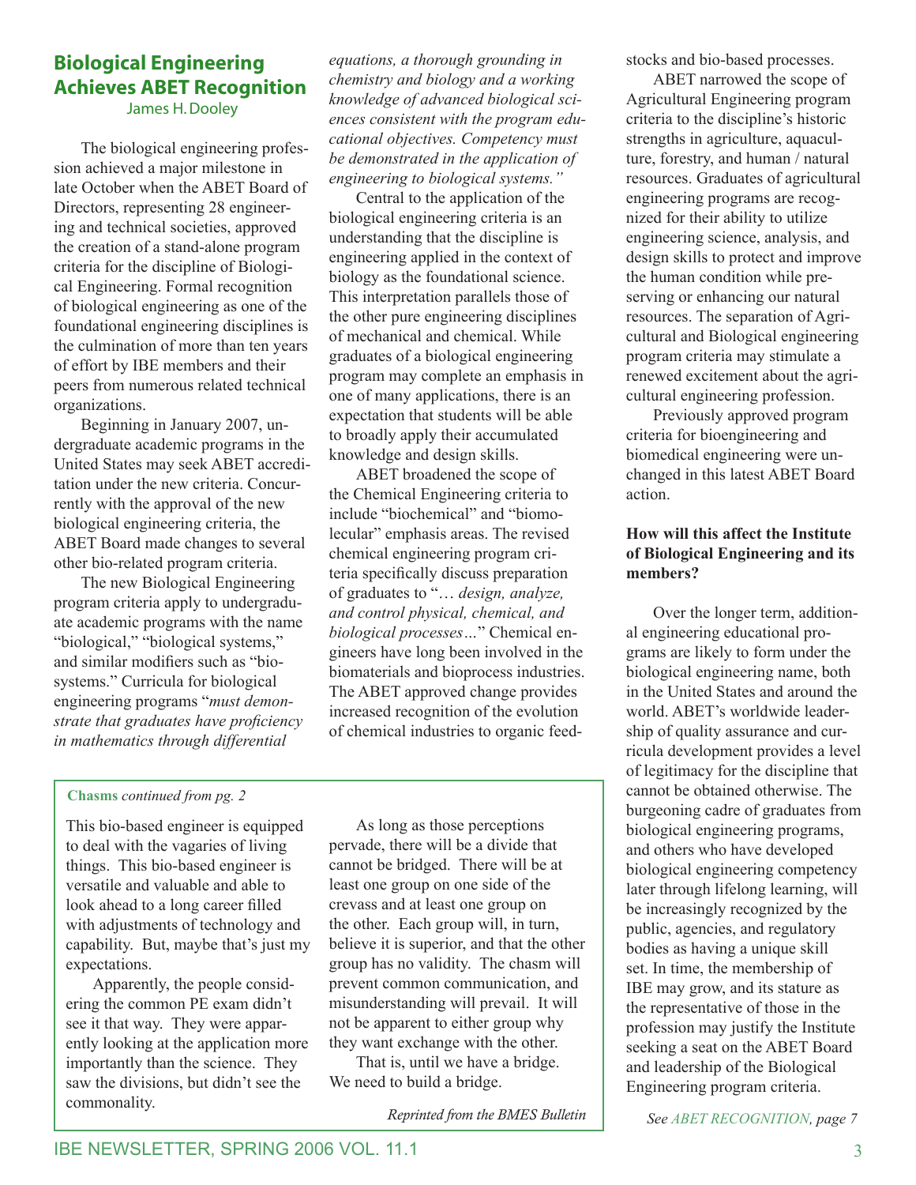## Biological Engineering Achieves ABET Recognition

James H. Dooley

The biological engineering profession achieved a major milestone in late October when the ABET Board of Directors, representing 28 engineering and technical societies, approved the creation of a stand-alone program criteria for the discipline of Biological Engineering. Formal recognition of biological engineering as one of the foundational engineering disciplines is the culmination of more than ten years of effort by IBE members and their peers from numerous related technical organizations.

Beginning in January 2007, undergraduate academic programs in the United States may seek ABET accreditation under the new criteria. Concurrently with the approval of the new biological engineering criteria, the ABET Board made changes to several other bio-related program criteria.

The new Biological Engineering program criteria apply to undergraduate academic programs with the name "biological," "biological systems," and similar modifiers such as "biosystems." Curricula for biological engineering programs "*must demonstrate that graduates have proficiency in mathematics through differential equations, a thorough grounding in chemistry and biology and a working knowledge of advanced biological sciences consistent with the program educational objectives. Competency must be demonstrated in the application of engineering to biological systems."*

Central to the application of the biological engineering criteria is an understanding that the discipline is engineering applied in the context of biology as the foundational science. This interpretation parallels those of the other pure engineering disciplines of mechanical and chemical. While graduates of a biological engineering program may complete an emphasis in one of many applications, there is an expectation that students will be able to broadly apply their accumulated knowledge and design skills.

ABET broadened the scope of the Chemical Engineering criteria to include "biochemical" and "biomolecular" emphasis areas. The revised chemical engineering program criteria specifically discuss preparation of graduates to "… *design, analyze, and control physical, chemical, and biological processes…*" Chemical engineers have long been involved in the biomaterials and bioprocess industries. The ABET approved change provides increased recognition of the evolution of chemical industries to organic feedstocks and bio-based processes.

ABET narrowed the scope of Agricultural Engineering program criteria to the discipline's historic strengths in agriculture, aquaculture, forestry, and human / natural resources. Graduates of agricultural engineering programs are recognized for their ability to utilize engineering science, analysis, and design skills to protect and improve the human condition while preserving or enhancing our natural resources. The separation of Agricultural and Biological engineering program criteria may stimulate a renewed excitement about the agricultural engineering profession.

Previously approved program criteria for bioengineering and biomedical engineering were unchanged in this latest ABET Board action.

### How will this affect the Institute of Biological Engineering and its members?

Over the longer term, additional engineering educational programs are likely to form under the biological engineering name, both in the United States and around the world. ABET's worldwide leadership of quality assurance and curricula development provides a level of legitimacy for the discipline that cannot be obtained otherwise. The burgeoning cadre of graduates from biological engineering programs, and others who have developed biological engineering competency later through lifelong learning, will be increasingly recognized by the public, agencies, and regulatory bodies as having a unique skill set. In time, the membership of IBE may grow, and its stature as the representative of those in the profession may justify the Institute seeking a seat on the ABET Board and leadership of the Biological Engineering program criteria.

*See ABET RECOGNITION, page 7*

---

**Chasms** *continued from pg. 2*

This bio-based engineer is equipped to deal with the vagaries of living things. This bio-based engineer is versatile and valuable and able to look ahead to a long career filled with adjustments of technology and capability. But, maybe that's just my expectations.

Apparently, the people considering the common PE exam didn't see it that way. They were apparently looking at the application more importantly than the science. They saw the divisions, but didn't see the commonality.

As long as those perceptions pervade, there will be a divide that cannot be bridged. There will be at least one group on one side of the crevass and at least one group on the other. Each group will, in turn, believe it is superior, and that the other group has no validity. The chasm will prevent common communication, and misunderstanding will prevail. It will not be apparent to either group why they want exchange with the other.

That is, until we have a bridge. We need to build a bridge.

*Reprinted from the BMES Bulletin*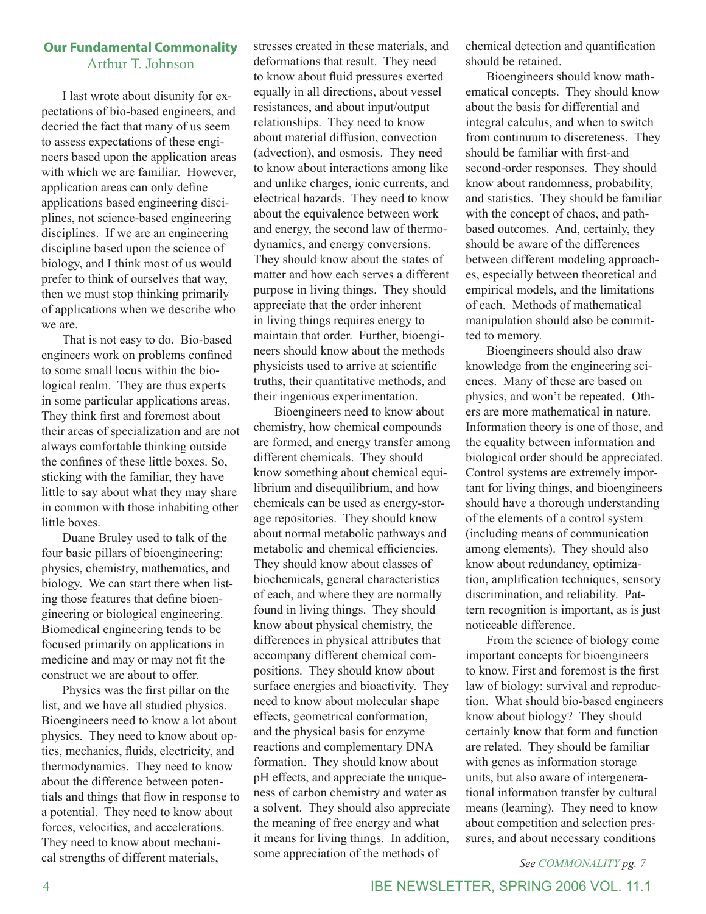## Our Fundamental Commonality

Arthur T. Johnson

I last wrote about disunity for expectations of bio-based engineers, and decried the fact that many of us seem to assess expectations of these engineers based upon the application areas with which we are familiar. However, application areas can only define applications based engineering disciplines, not science-based engineering disciplines. If we are an engineering discipline based upon the science of biology, and I think most of us would prefer to think of ourselves that way, then we must stop thinking primarily of applications when we describe who we are.

That is not easy to do. Bio-based engineers work on problems confined to some small locus within the biological realm. They are thus experts in some particular applications areas. They think first and foremost about their areas of specialization and are not always comfortable thinking outside the confines of these little boxes. So, sticking with the familiar, they have little to say about what they may share in common with those inhabiting other little boxes.

Duane Bruley used to talk of the four basic pillars of bioengineering: physics, chemistry, mathematics, and biology. We can start there when listing those features that define bioengineering or biological engineering. Biomedical engineering tends to be focused primarily on applications in medicine and may or may not fit the construct we are about to offer.

Physics was the first pillar on the list, and we have all studied physics. Bioengineers need to know a lot about physics. They need to know about optics, mechanics, fluids, electricity, and thermodynamics. They need to know about the difference between potentials and things that flow in response to a potential. They need to know about forces, velocities, and accelerations. They need to know about mechanical strengths of different materials, stresses created in these materials, and deformations that result. They need to know about fluid pressures exerted equally in all directions, about vessel resistances, and about input/output relationships. They need to know about material diffusion, convection (advection), and osmosis. They need to know about interactions among like and unlike charges, ionic currents, and electrical hazards. They need to know about the equivalence between work and energy, the second law of thermodynamics, and energy conversions. They should know about the states of matter and how each serves a different purpose in living things. They should appreciate that the order inherent in living things requires energy to maintain that order. Further, bioengineers should know about the methods physicists used to arrive at scientific truths, their quantitative methods, and their ingenious experimentation.

Bioengineers need to know about chemistry, how chemical compounds are formed, and energy transfer among different chemicals. They should know something about chemical equilibrium and disequilibrium, and how chemicals can be used as energy-storage repositories. They should know about normal metabolic pathways and metabolic and chemical efficiencies. They should know about classes of biochemicals, general characteristics of each, and where they are normally found in living things. They should know about physical chemistry, the differences in physical attributes that accompany different chemical compositions. They should know about surface energies and bioactivity. They need to know about molecular shape effects, geometrical conformation, and the physical basis for enzyme reactions and complementary DNA formation. They should know about pH effects, and appreciate the uniqueness of carbon chemistry and water as a solvent. They should also appreciate the meaning of free energy and what it means for living things. In addition, some appreciation of the methods of chemical detection and quantification should be retained.

Bioengineers should know mathematical concepts. They should know about the basis for differential and integral calculus, and when to switch from continuum to discreteness. They should be familiar with first-and second-order responses. They should know about randomness, probability, and statistics. They should be familiar with the concept of chaos, and path-based outcomes. And, certainly, they should be aware of the differences between different modeling approaches, especially between theoretical and empirical models, and the limitations of each. Methods of mathematical manipulation should also be committed to memory.

Bioengineers should also draw knowledge from the engineering sciences. Many of these are based on physics, and won't be repeated. Others are more mathematical in nature. Information theory is one of those, and the equality between information and biological order should be appreciated. Control systems are extremely important for living things, and bioengineers should have a thorough understanding of the elements of a control system (including means of communication among elements). They should also know about redundancy, optimization, amplification techniques, sensory discrimination, and reliability. Pattern recognition is important, as is just noticeable difference.

From the science of biology come important concepts for bioengineers to know. First and foremost is the first law of biology: survival and reproduction. What should bio-based engineers know about biology? They should certainly know that form and function are related. They should be familiar with genes as information storage units, but also aware of intergenerational information transfer by cultural means (learning). They need to know about competition and selection pressures, and about necessary conditions

*See COMMONALITY pg. 7*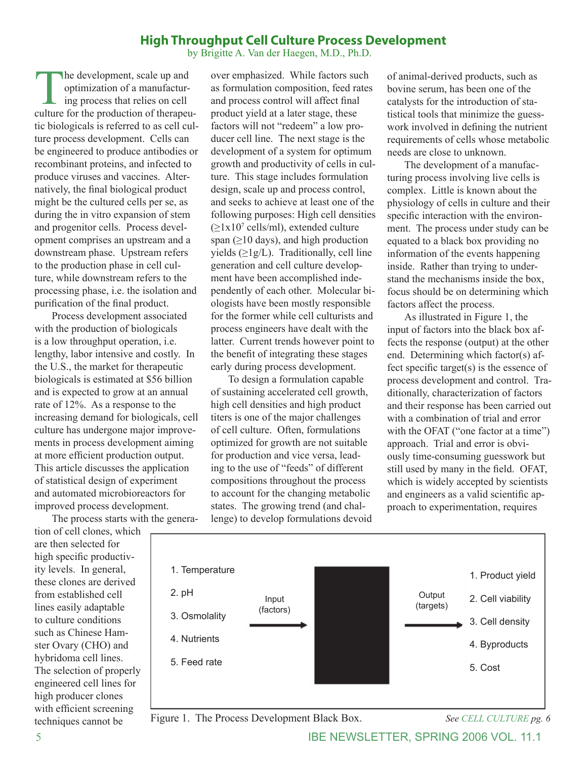# High Throughput Cell Culture Process Development

by Brigitte A. Van der Haegen, M.D., Ph.D.

The development, scale up and optimization of a manufacturing process that relies on cell culture for the production of therapeutic biologicals is referred to as cell culture process development. Cells can be engineered to produce antibodies or recombinant proteins, and infected to produce viruses and vaccines. Alternatively, the final biological product might be the cultured cells per se, as during the in vitro expansion of stem and progenitor cells. Process development comprises an upstream and a downstream phase. Upstream refers to the production phase in cell culture, while downstream refers to the processing phase, i.e. the isolation and purification of the final product.

Process development associated with the production of biologicals is a low throughput operation, i.e. lengthy, labor intensive and costly. In the U.S., the market for therapeutic biologicals is estimated at $56 billion and is expected to grow at an annual rate of 12%. As a response to the increasing demand for biologicals, cell culture has undergone major improvements in process development aiming at more efficient production output. This article discusses the application of statistical design of experiment and automated microbioreactors for improved process development.

The process starts with the generation of cell clones, which are then selected for high specific productivity levels. In general, these clones are derived from established cell lines easily adaptable to culture conditions such as Chinese Hamster Ovary (CHO) and hybridoma cell lines. The selection of properly engineered cell lines for high producer clones with efficient screening techniques cannot be over emphasized. While factors such as formulation composition, feed rates and process control will affect final product yield at a later stage, these factors will not "redeem" a low producer cell line. The next stage is the development of a system for optimum growth and productivity of cells in culture. This stage includes formulation design, scale up and process control, and seeks to achieve at least one of the following purposes: High cell densities ($\geq 1\text{x}10^7$ cells/ml), extended culture span ($\geq$10 days), and high production yields ($\geq$1g/L). Traditionally, cell line generation and cell culture development have been accomplished independently of each other. Molecular biologists have been mostly responsible for the former while cell culturists and process engineers have dealt with the latter. Current trends however point to the benefit of integrating these stages early during process development.

To design a formulation capable of sustaining accelerated cell growth, high cell densities and high product titers is one of the major challenges of cell culture. Often, formulations optimized for growth are not suitable for production and vice versa, leading to the use of "feeds" of different compositions throughout the process to account for the changing metabolic states. The growing trend (and challenge) to develop formulations devoid of animal-derived products, such as bovine serum, has been one of the catalysts for the introduction of statistical tools that minimize the guesswork involved in defining the nutrient requirements of cells whose metabolic needs are close to unknown.

The development of a manufacturing process involving live cells is complex. Little is known about the physiology of cells in culture and their specific interaction with the environment. The process under study can be equated to a black box providing no information of the events happening inside. Rather than trying to understand the mechanisms inside the box, focus should be on determining which factors affect the process.

As illustrated in Figure 1, the input of factors into the black box affects the response (output) at the other end. Determining which factor(s) affect specific target(s) is the essence of process development and control. Traditionally, characterization of factors and their response has been carried out with a combination of trial and error with the OFAT ("one factor at a time") approach. Trial and error is obviously time-consuming guesswork but still used by many in the field. OFAT, which is widely accepted by scientists and engineers as a valid scientific approach to experimentation, requires

| Input (factors) | | Output (targets) |
|---|---|---|
| 1. Temperature | → ■ → | 1. Product yield |
| 2. pH | | 2. Cell viability |
| 3. Osmolality | | 3. Cell density |
| 4. Nutrients | | 4. Byproducts |
| 5. Feed rate | | 5. Cost |

Figure 1. The Process Development Black Box.

*See CELL CULTURE pg. 6*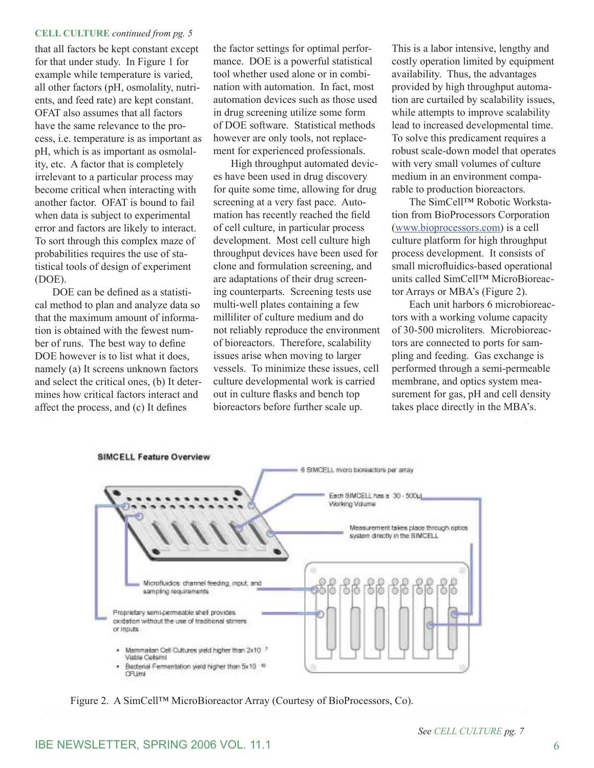**CELL CULTURE** *continued from pg. 5*

that all factors be kept constant except for that under study. In Figure 1 for example while temperature is varied, all other factors (pH, osmolality, nutrients, and feed rate) are kept constant. OFAT also assumes that all factors have the same relevance to the process, i.e. temperature is as important as pH, which is as important as osmolality, etc. A factor that is completely irrelevant to a particular process may become critical when interacting with another factor. OFAT is bound to fail when data is subject to experimental error and factors are likely to interact. To sort through this complex maze of probabilities requires the use of statistical tools of design of experiment (DOE).

DOE can be defined as a statistical method to plan and analyze data so that the maximum amount of information is obtained with the fewest number of runs. The best way to define DOE however is to list what it does, namely (a) It screens unknown factors and select the critical ones, (b) It determines how critical factors interact and affect the process, and (c) It defines the factor settings for optimal performance. DOE is a powerful statistical tool whether used alone or in combination with automation. In fact, most automation devices such as those used in drug screening utilize some form of DOE software. Statistical methods however are only tools, not replacement for experienced professionals.

High throughput automated devices have been used in drug discovery for quite some time, allowing for drug screening at a very fast pace. Automation has recently reached the field of cell culture, in particular process development. Most cell culture high throughput devices have been used for clone and formulation screening, and are adaptations of their drug screening counterparts. Screening tests use multi-well plates containing a few milliliter of culture medium and do not reliably reproduce the environment of bioreactors. Therefore, scalability issues arise when moving to larger vessels. To minimize these issues, cell culture developmental work is carried out in culture flasks and bench top bioreactors before further scale up. This is a labor intensive, lengthy and costly operation limited by equipment availability. Thus, the advantages provided by high throughput automation are curtailed by scalability issues, while attempts to improve scalability lead to increased developmental time. To solve this predicament requires a robust scale-down model that operates with very small volumes of culture medium in an environment comparable to production bioreactors.

The SimCell™ Robotic Workstation from BioProcessors Corporation (www.bioprocessors.com) is a cell culture platform for high throughput process development. It consists of small microfluidics-based operational units called SimCell™ MicroBioreactor Arrays or MBA's (Figure 2).

Each unit harbors 6 microbioreactors with a working volume capacity of 30-500 microliters. Microbioreactors are connected to ports for sampling and feeding. Gas exchange is performed through a semi-permeable membrane, and optics system measurement for gas, pH and cell density takes place directly in the MBA's.

**SIMCELL Feature Overview**

- 6 SIMCELL micro bioreactors per array
- Each SIMCELL has a 30 - 500µl Working Volume
- Measurement takes place through optics system directly in the SIMCELL
- Microfluidics channel feeding, input, and sampling requirements
- Proprietary semi-permeable shell provides oxidation without the use of traditional stirrers or inputs
- Mammalian Cell Cultures yield higher than $2x10^7$ Viable Cells/ml
- Bacterial Fermentation yield higher than $5x10^{10}$ CFU/ml

Figure 2. A SimCell™ MicroBioreactor Array (Courtesy of BioProcessors, Co).

*See CELL CULTURE pg. 7*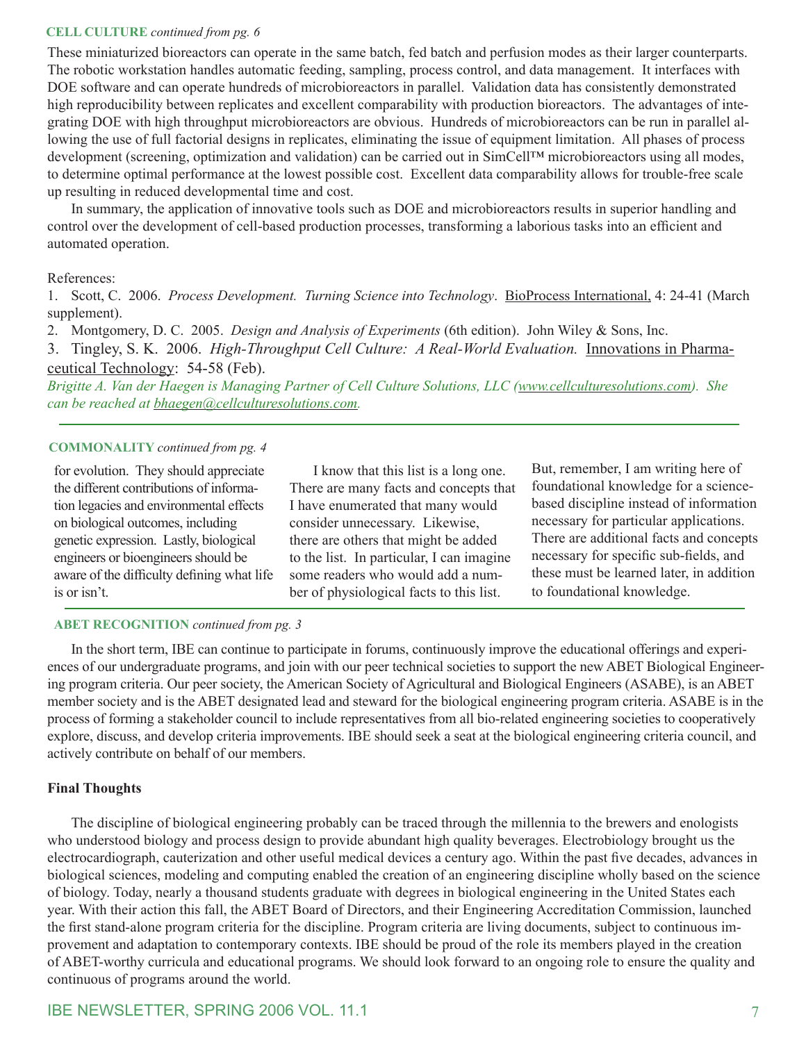**CELL CULTURE** *continued from pg. 6*

These miniaturized bioreactors can operate in the same batch, fed batch and perfusion modes as their larger counterparts. The robotic workstation handles automatic feeding, sampling, process control, and data management. It interfaces with DOE software and can operate hundreds of microbioreactors in parallel. Validation data has consistently demonstrated high reproducibility between replicates and excellent comparability with production bioreactors. The advantages of integrating DOE with high throughput microbioreactors are obvious. Hundreds of microbioreactors can be run in parallel allowing the use of full factorial designs in replicates, eliminating the issue of equipment limitation. All phases of process development (screening, optimization and validation) can be carried out in SimCell™ microbioreactors using all modes, to determine optimal performance at the lowest possible cost. Excellent data comparability allows for trouble-free scale up resulting in reduced developmental time and cost.

In summary, the application of innovative tools such as DOE and microbioreactors results in superior handling and control over the development of cell-based production processes, transforming a laborious tasks into an efficient and automated operation.

References:

1. Scott, C. 2006. *Process Development. Turning Science into Technology*. BioProcess International, 4: 24-41 (March supplement).
2. Montgomery, D. C. 2005. *Design and Analysis of Experiments* (6th edition). John Wiley & Sons, Inc.
3. Tingley, S. K. 2006. *High-Throughput Cell Culture: A Real-World Evaluation.* Innovations in Pharmaceutical Technology: 54-58 (Feb).

*Brigitte A. Van der Haegen is Managing Partner of Cell Culture Solutions, LLC (www.cellculturesolutions.com). She can be reached at bhaegen@cellculturesolutions.com.*

---

**COMMONALITY** *continued from pg. 4*

for evolution. They should appreciate the different contributions of information legacies and environmental effects on biological outcomes, including genetic expression. Lastly, biological engineers or bioengineers should be aware of the difficulty defining what life is or isn't.

I know that this list is a long one. There are many facts and concepts that I have enumerated that many would consider unnecessary. Likewise, there are others that might be added to the list. In particular, I can imagine some readers who would add a number of physiological facts to this list. But, remember, I am writing here of foundational knowledge for a science-based discipline instead of information necessary for particular applications. There are additional facts and concepts necessary for specific sub-fields, and these must be learned later, in addition to foundational knowledge.

---

**ABET RECOGNITION** *continued from pg. 3*

In the short term, IBE can continue to participate in forums, continuously improve the educational offerings and experiences of our undergraduate programs, and join with our peer technical societies to support the new ABET Biological Engineering program criteria. Our peer society, the American Society of Agricultural and Biological Engineers (ASABE), is an ABET member society and is the ABET designated lead and steward for the biological engineering program criteria. ASABE is in the process of forming a stakeholder council to include representatives from all bio-related engineering societies to cooperatively explore, discuss, and develop criteria improvements. IBE should seek a seat at the biological engineering criteria council, and actively contribute on behalf of our members.

**Final Thoughts**

The discipline of biological engineering probably can be traced through the millennia to the brewers and enologists who understood biology and process design to provide abundant high quality beverages. Electrobiology brought us the electrocardiograph, cauterization and other useful medical devices a century ago. Within the past five decades, advances in biological sciences, modeling and computing enabled the creation of an engineering discipline wholly based on the science of biology. Today, nearly a thousand students graduate with degrees in biological engineering in the United States each year. With their action this fall, the ABET Board of Directors, and their Engineering Accreditation Commission, launched the first stand-alone program criteria for the discipline. Program criteria are living documents, subject to continuous improvement and adaptation to contemporary contexts. IBE should be proud of the role its members played in the creation of ABET-worthy curricula and educational programs. We should look forward to an ongoing role to ensure the quality and continuous of programs around the world.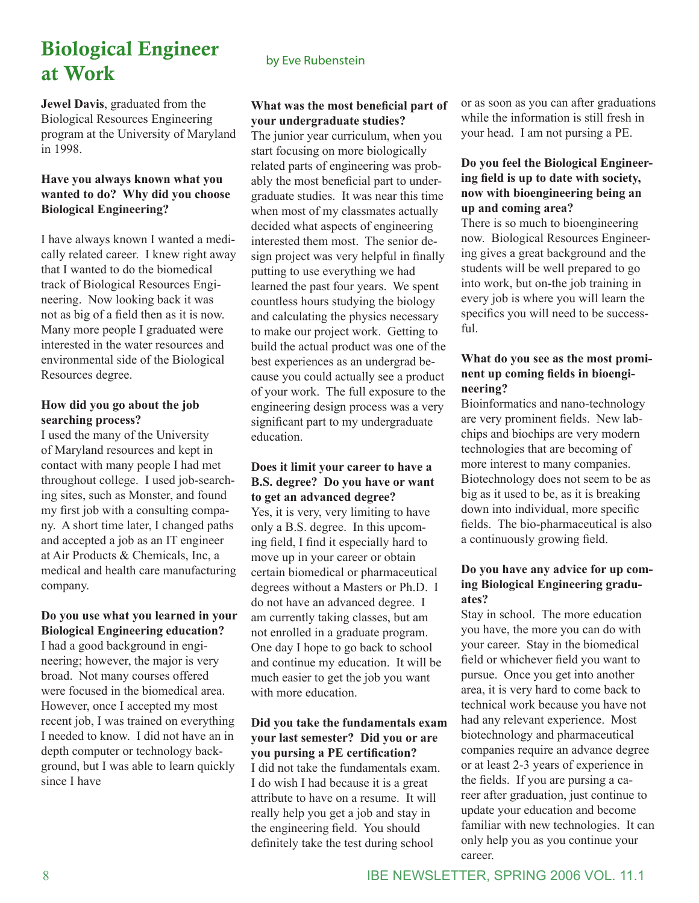# Biological Engineer at Work

by Eve Rubenstein

**Jewel Davis**, graduated from the Biological Resources Engineering program at the University of Maryland in 1998.

**Have you always known what you wanted to do? Why did you choose Biological Engineering?**

I have always known I wanted a medically related career. I knew right away that I wanted to do the biomedical track of Biological Resources Engineering. Now looking back it was not as big of a field then as it is now. Many more people I graduated were interested in the water resources and environmental side of the Biological Resources degree.

**How did you go about the job searching process?**

I used the many of the University of Maryland resources and kept in contact with many people I had met throughout college. I used job-searching sites, such as Monster, and found my first job with a consulting company. A short time later, I changed paths and accepted a job as an IT engineer at Air Products & Chemicals, Inc, a medical and health care manufacturing company.

**Do you use what you learned in your Biological Engineering education?**

I had a good background in engineering; however, the major is very broad. Not many courses offered were focused in the biomedical area. However, once I accepted my most recent job, I was trained on everything I needed to know. I did not have an in depth computer or technology background, but I was able to learn quickly since I have

**What was the most beneficial part of your undergraduate studies?**

The junior year curriculum, when you start focusing on more biologically related parts of engineering was probably the most beneficial part to undergraduate studies. It was near this time when most of my classmates actually decided what aspects of engineering interested them most. The senior design project was very helpful in finally putting to use everything we had learned the past four years. We spent countless hours studying the biology and calculating the physics necessary to make our project work. Getting to build the actual product was one of the best experiences as an undergrad because you could actually see a product of your work. The full exposure to the engineering design process was a very significant part to my undergraduate education.

**Does it limit your career to have a B.S. degree? Do you have or want to get an advanced degree?**

Yes, it is very, very limiting to have only a B.S. degree. In this upcoming field, I find it especially hard to move up in your career or obtain certain biomedical or pharmaceutical degrees without a Masters or Ph.D. I do not have an advanced degree. I am currently taking classes, but am not enrolled in a graduate program. One day I hope to go back to school and continue my education. It will be much easier to get the job you want with more education.

**Did you take the fundamentals exam your last semester? Did you or are you pursing a PE certification?**

I did not take the fundamentals exam. I do wish I had because it is a great attribute to have on a resume. It will really help you get a job and stay in the engineering field. You should definitely take the test during school or as soon as you can after graduations while the information is still fresh in your head. I am not pursing a PE.

**Do you feel the Biological Engineering field is up to date with society, now with bioengineering being an up and coming area?**

There is so much to bioengineering now. Biological Resources Engineering gives a great background and the students will be well prepared to go into work, but on-the job training in every job is where you will learn the specifics you will need to be successful.

**What do you see as the most prominent up coming fields in bioengineering?**

Bioinformatics and nano-technology are very prominent fields. New labchips and biochips are very modern technologies that are becoming of more interest to many companies. Biotechnology does not seem to be as big as it used to be, as it is breaking down into individual, more specific fields. The bio-pharmaceutical is also a continuously growing field.

**Do you have any advice for up coming Biological Engineering graduates?**

Stay in school. The more education you have, the more you can do with your career. Stay in the biomedical field or whichever field you want to pursue. Once you get into another area, it is very hard to come back to technical work because you have not had any relevant experience. Most biotechnology and pharmaceutical companies require an advance degree or at least 2-3 years of experience in the fields. If you are pursing a career after graduation, just continue to update your education and become familiar with new technologies. It can only help you as you continue your career.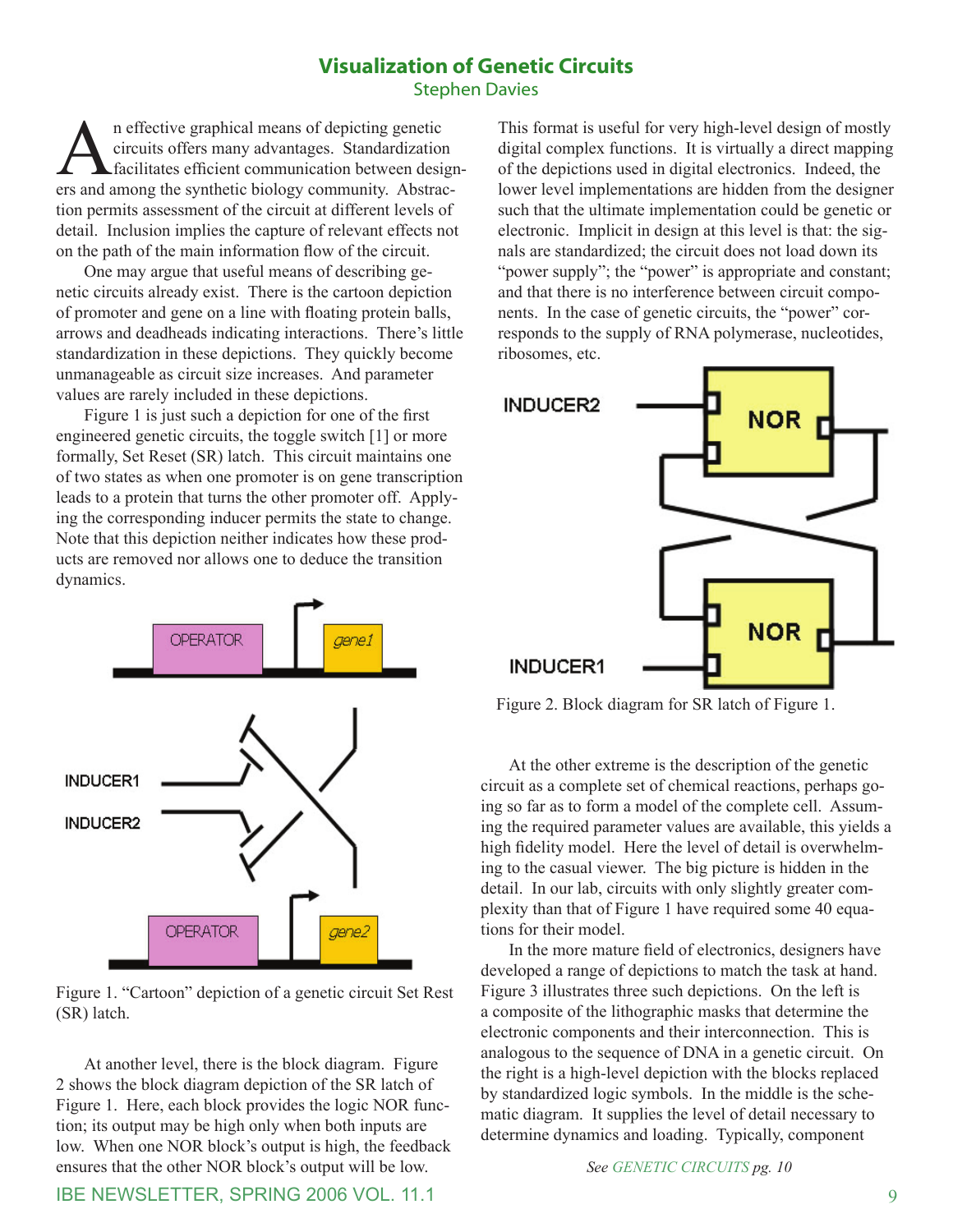# Visualization of Genetic Circuits

Stephen Davies

An effective graphical means of depicting genetic circuits offers many advantages. Standardization facilitates efficient communication between designers and among the synthetic biology community. Abstraction permits assessment of the circuit at different levels of detail. Inclusion implies the capture of relevant effects not on the path of the main information flow of the circuit.

One may argue that useful means of describing genetic circuits already exist. There is the cartoon depiction of promoter and gene on a line with floating protein balls, arrows and deadheads indicating interactions. There's little standardization in these depictions. They quickly become unmanageable as circuit size increases. And parameter values are rarely included in these depictions.

Figure 1 is just such a depiction for one of the first engineered genetic circuits, the toggle switch [1] or more formally, Set Reset (SR) latch. This circuit maintains one of two states as when one promoter is on gene transcription leads to a protein that turns the other promoter off. Applying the corresponding inducer permits the state to change. Note that this depiction neither indicates how these products are removed nor allows one to deduce the transition dynamics.

Figure 1. "Cartoon" depiction of a genetic circuit Set Rest (SR) latch.

At another level, there is the block diagram. Figure 2 shows the block diagram depiction of the SR latch of Figure 1. Here, each block provides the logic NOR function; its output may be high only when both inputs are low. When one NOR block's output is high, the feedback ensures that the other NOR block's output will be low. This format is useful for very high-level design of mostly digital complex functions. It is virtually a direct mapping of the depictions used in digital electronics. Indeed, the lower level implementations are hidden from the designer such that the ultimate implementation could be genetic or electronic. Implicit in design at this level is that: the signals are standardized; the circuit does not load down its "power supply"; the "power" is appropriate and constant; and that there is no interference between circuit components. In the case of genetic circuits, the "power" corresponds to the supply of RNA polymerase, nucleotides, ribosomes, etc.

Figure 2. Block diagram for SR latch of Figure 1.

At the other extreme is the description of the genetic circuit as a complete set of chemical reactions, perhaps going so far as to form a model of the complete cell. Assuming the required parameter values are available, this yields a high fidelity model. Here the level of detail is overwhelming to the casual viewer. The big picture is hidden in the detail. In our lab, circuits with only slightly greater complexity than that of Figure 1 have required some 40 equations for their model.

In the more mature field of electronics, designers have developed a range of depictions to match the task at hand. Figure 3 illustrates three such depictions. On the left is a composite of the lithographic masks that determine the electronic components and their interconnection. This is analogous to the sequence of DNA in a genetic circuit. On the right is a high-level depiction with the blocks replaced by standardized logic symbols. In the middle is the schematic diagram. It supplies the level of detail necessary to determine dynamics and loading. Typically, component

*See GENETIC CIRCUITS pg. 10*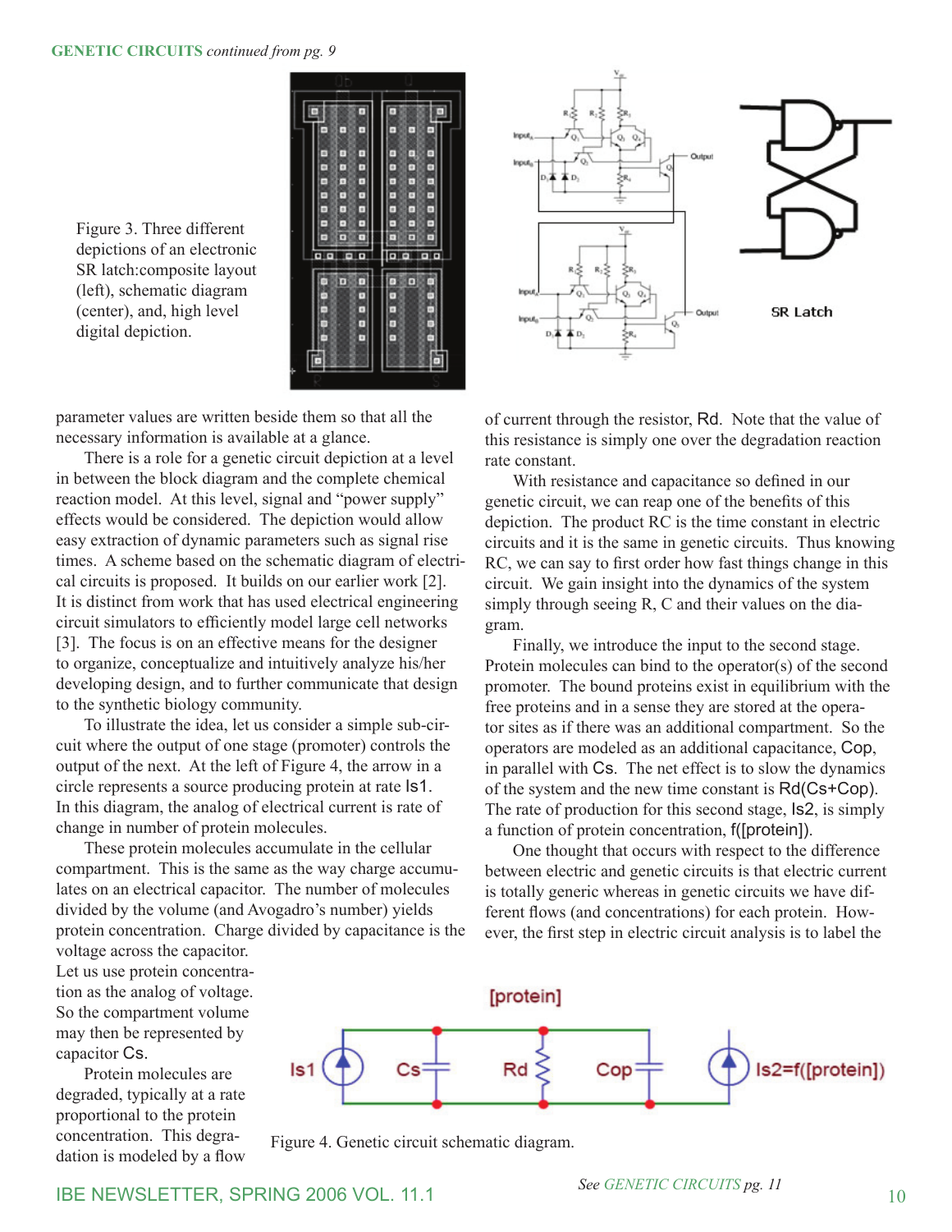GENETIC CIRCUITS *continued from pg. 9*

Figure 3. Three different depictions of an electronic SR latch:composite layout (left), schematic diagram (center), and, high level digital depiction.

parameter values are written beside them so that all the necessary information is available at a glance.

There is a role for a genetic circuit depiction at a level in between the block diagram and the complete chemical reaction model. At this level, signal and "power supply" effects would be considered. The depiction would allow easy extraction of dynamic parameters such as signal rise times. A scheme based on the schematic diagram of electrical circuits is proposed. It builds on our earlier work [2]. It is distinct from work that has used electrical engineering circuit simulators to efficiently model large cell networks [3]. The focus is on an effective means for the designer to organize, conceptualize and intuitively analyze his/her developing design, and to further communicate that design to the synthetic biology community.

To illustrate the idea, let us consider a simple sub-circuit where the output of one stage (promoter) controls the output of the next. At the left of Figure 4, the arrow in a circle represents a source producing protein at rate Is1. In this diagram, the analog of electrical current is rate of change in number of protein molecules.

These protein molecules accumulate in the cellular compartment. This is the same as the way charge accumulates on an electrical capacitor. The number of molecules divided by the volume (and Avogadro's number) yields protein concentration. Charge divided by capacitance is the voltage across the capacitor. Let us use protein concentration as the analog of voltage. So the compartment volume may then be represented by capacitor Cs.

Protein molecules are degraded, typically at a rate proportional to the protein concentration. This degradation is modeled by a flow of current through the resistor, Rd. Note that the value of this resistance is simply one over the degradation reaction rate constant.

With resistance and capacitance so defined in our genetic circuit, we can reap one of the benefits of this depiction. The product RC is the time constant in electric circuits and it is the same in genetic circuits. Thus knowing RC, we can say to first order how fast things change in this circuit. We gain insight into the dynamics of the system simply through seeing R, C and their values on the diagram.

Finally, we introduce the input to the second stage. Protein molecules can bind to the operator(s) of the second promoter. The bound proteins exist in equilibrium with the free proteins and in a sense they are stored at the operator sites as if there was an additional compartment. So the operators are modeled as an additional capacitance, Cop, in parallel with Cs. The net effect is to slow the dynamics of the system and the new time constant is Rd(Cs+Cop). The rate of production for this second stage, Is2, is simply a function of protein concentration, f([protein]).

One thought that occurs with respect to the difference between electric and genetic circuits is that electric current is totally generic whereas in genetic circuits we have different flows (and concentrations) for each protein. However, the first step in electric circuit analysis is to label the

Figure 4. Genetic circuit schematic diagram.

*See GENETIC CIRCUITS pg. 11*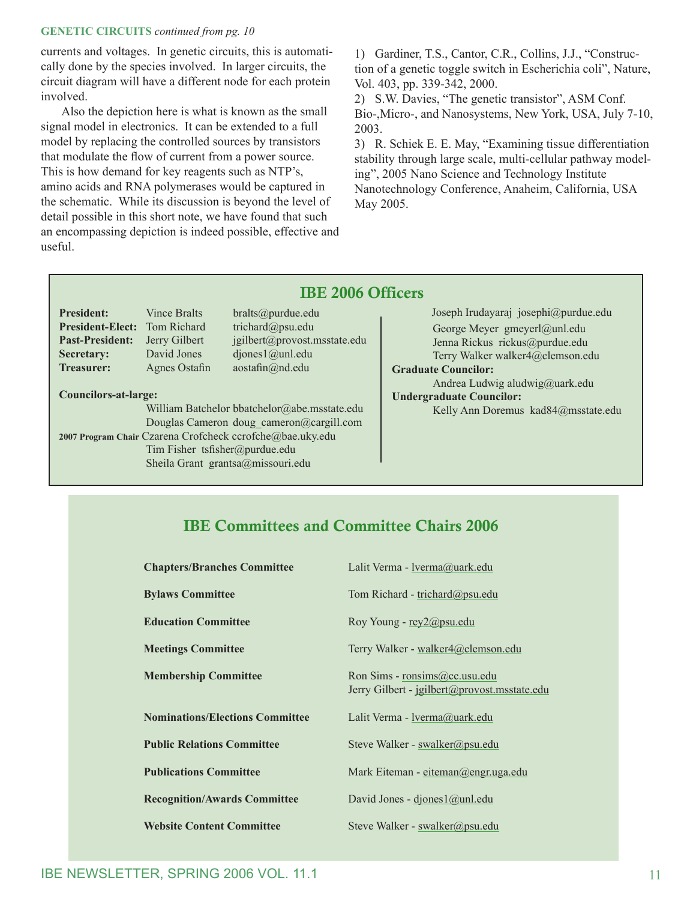**GENETIC CIRCUITS** *continued from pg. 10*

currents and voltages. In genetic circuits, this is automatically done by the species involved. In larger circuits, the circuit diagram will have a different node for each protein involved.

Also the depiction here is what is known as the small signal model in electronics. It can be extended to a full model by replacing the controlled sources by transistors that modulate the flow of current from a power source. This is how demand for key reagents such as NTP's, amino acids and RNA polymerases would be captured in the schematic. While its discussion is beyond the level of detail possible in this short note, we have found that such an encompassing depiction is indeed possible, effective and useful.

1) Gardiner, T.S., Cantor, C.R., Collins, J.J., "Construction of a genetic toggle switch in Escherichia coli", Nature, Vol. 403, pp. 339-342, 2000.
2) S.W. Davies, "The genetic transistor", ASM Conf. Bio-,Micro-, and Nanosystems, New York, USA, July 7-10, 2003.
3) R. Schiek E. E. May, "Examining tissue differentiation stability through large scale, multi-cellular pathway modeling", 2005 Nano Science and Technology Institute Nanotechnology Conference, Anaheim, California, USA May 2005.

## IBE 2006 Officers

| | | |
|---|---|---|
| **President:** | Vince Bralts | bralts@purdue.edu |
| **President-Elect:** | Tom Richard | trichard@psu.edu |
| **Past-President:** | Jerry Gilbert | jgilbert@provost.msstate.edu |
| **Secretary:** | David Jones | djones1@unl.edu |
| **Treasurer:** | Agnes Ostafin | aostafin@nd.edu |

**Councilors-at-large:**

William Batchelor bbatchelor@abe.msstate.edu
Douglas Cameron doug_cameron@cargill.com
**2007 Program Chair** Czarena Crofcheck ccrofche@bae.uky.edu
Tim Fisher tsfisher@purdue.edu
Sheila Grant grantsa@missouri.edu
Joseph Irudayaraj josephi@purdue.edu
George Meyer gmeyerl@unl.edu
Jenna Rickus rickus@purdue.edu
Terry Walker walker4@clemson.edu

**Graduate Councilor:**

Andrea Ludwig aludwig@uark.edu

**Undergraduate Councilor:**

Kelly Ann Doremus kad84@msstate.edu

## IBE Committees and Committee Chairs 2006

| | |
|---|---|
| **Chapters/Branches Committee** | Lalit Verma - lverma@uark.edu |
| **Bylaws Committee** | Tom Richard - trichard@psu.edu |
| **Education Committee** | Roy Young - rey2@psu.edu |
| **Meetings Committee** | Terry Walker - walker4@clemson.edu |
| **Membership Committee** | Ron Sims - ronsims@cc.usu.edu<br>Jerry Gilbert - jgilbert@provost.msstate.edu |
| **Nominations/Elections Committee** | Lalit Verma - lverma@uark.edu |
| **Public Relations Committee** | Steve Walker - swalker@psu.edu |
| **Publications Committee** | Mark Eiteman - eiteman@engr.uga.edu |
| **Recognition/Awards Committee** | David Jones - djones1@unl.edu |
| **Website Content Committee** | Steve Walker - swalker@psu.edu |